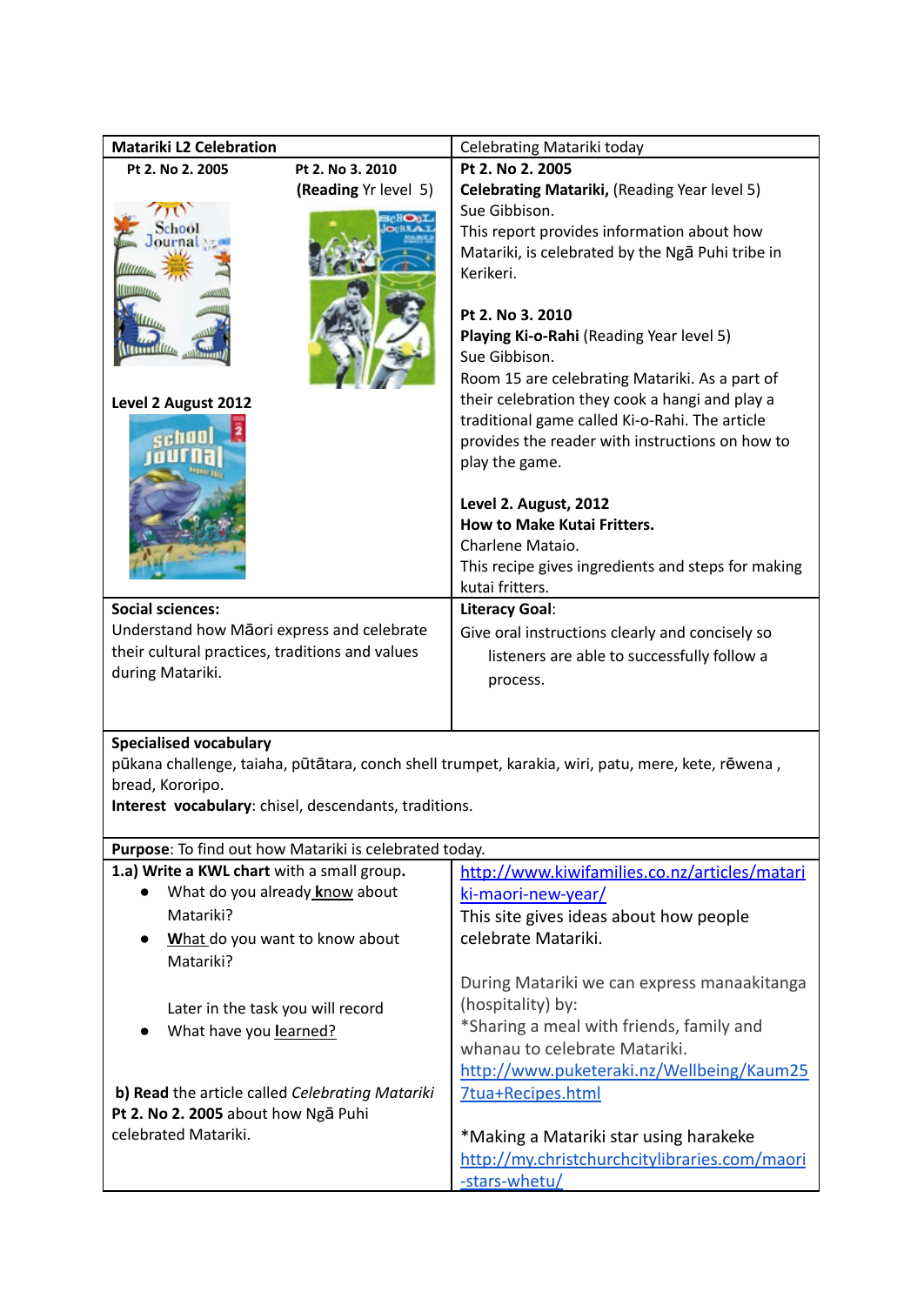| Matariki L2 Celebration | Celebrating Matariki today |
|---|---|
| **Pt 2. No 2. 2005** **Pt 2. No 3. 2010 (Reading Yr level 5)**<br><br>**Level 2 August 2012** | **Pt 2. No 2. 2005**<br>**Celebrating Matariki,** (Reading Year level 5)<br>Sue Gibbison.<br>This report provides information about how Matariki, is celebrated by the Ngā Puhi tribe in Kerikeri.<br><br>**Pt 2. No 3. 2010**<br>**Playing Ki-o-Rahi** (Reading Year level 5)<br>Sue Gibbison.<br>Room 15 are celebrating Matariki. As a part of their celebration they cook a hangi and play a traditional game called Ki-o-Rahi. The article provides the reader with instructions on how to play the game.<br><br>**Level 2. August, 2012**<br>**How to Make Kutai Fritters.**<br>Charlene Mataio.<br>This recipe gives ingredients and steps for making kutai fritters. |
| **Social sciences:**<br>Understand how Māori express and celebrate their cultural practices, traditions and values during Matariki. | **Literacy Goal**:<br>Give oral instructions clearly and concisely so listeners are able to successfully follow a process. |
| **Specialised vocabulary**<br>pūkana challenge, taiaha, pūtātara, conch shell trumpet, karakia, wiri, patu, mere, kete, rēwena , bread, Kororipo.<br>**Interest vocabulary**: chisel, descendants, traditions. | |
| **Purpose**: To find out how Matariki is celebrated today. | |
| **1.a) Write a KWL chart** with a small group.<br>• What do you already **know** about Matariki?<br>• **What** do you want to know about Matariki?<br><br>Later in the task you will record<br>• What have you **learned?**<br><br>**b) Read** the article called *Celebrating Matariki* **Pt 2. No 2. 2005** about how Ngā Puhi celebrated Matariki. | http://www.kiwifamilies.co.nz/articles/matariki-maori-new-year/<br>This site gives ideas about how people celebrate Matariki.<br><br>During Matariki we can express manaakitanga (hospitality) by:<br>*Sharing a meal with friends, family and whanau to celebrate Matariki.<br>http://www.puketeraki.nz/Wellbeing/Kaum257tua+Recipes.html<br><br>*Making a Matariki star using harakeke<br>http://my.christchurchcitylibraries.com/maori-stars-whetu/ |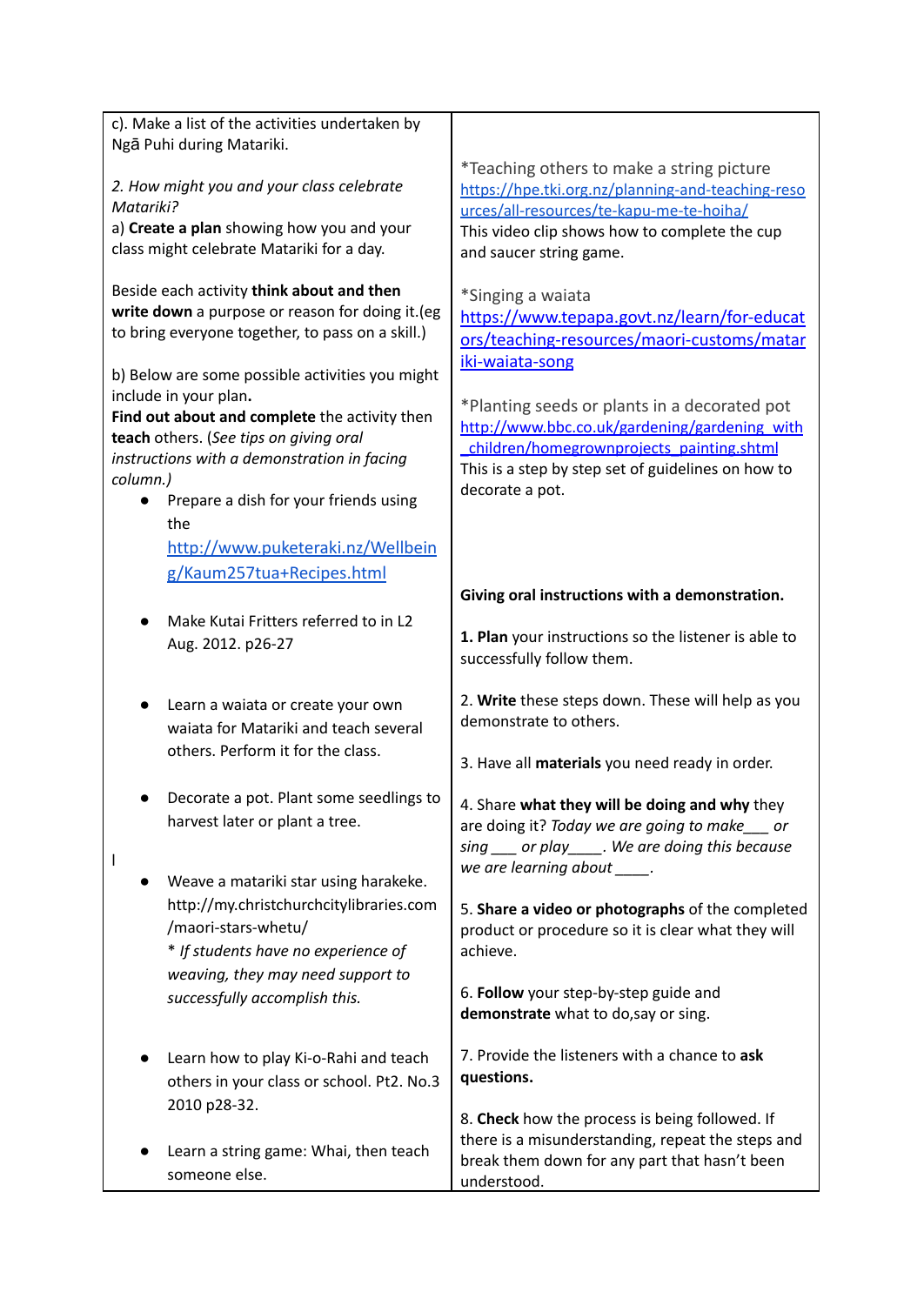| | |
|---|---|
| c). Make a list of the activities undertaken by Ngā Puhi during Matariki.<br><br>*2. How might you and your class celebrate Matariki?*<br>a) **Create a plan** showing how you and your class might celebrate Matariki for a day.<br><br>Beside each activity **think about and then write down** a purpose or reason for doing it.(eg to bring everyone together, to pass on a skill.)<br><br>b) Below are some possible activities you might include in your plan**.**<br>**Find out about and complete** the activity then **teach** others. (*See tips on giving oral instructions with a demonstration in facing column.)*<br><br>• Prepare a dish for your friends using the [http://www.puketeraki.nz/Wellbeing/Kaum257tua+Recipes.html](http://www.puketeraki.nz/Wellbeing/Kaum257tua+Recipes.html)<br><br>• Make Kutai Fritters referred to in L2 Aug. 2012. p26-27<br><br>• Learn a waiata or create your own waiata for Matariki and teach several others. Perform it for the class.<br><br>• Decorate a pot. Plant some seedlings to harvest later or plant a tree.<br><br>l<br><br>• Weave a matariki star using harakeke. http://my.christchurchcitylibraries.com/maori-stars-whetu/<br>*\* If students have no experience of weaving, they may need support to successfully accomplish this.*<br><br>• Learn how to play Ki-o-Rahi and teach others in your class or school. Pt2. No.3 2010 p28-32.<br><br>• Learn a string game: Whai, then teach someone else. | \*Teaching others to make a string picture<br>[https://hpe.tki.org.nz/planning-and-teaching-resources/all-resources/te-kapu-me-te-hoiha/](https://hpe.tki.org.nz/planning-and-teaching-resources/all-resources/te-kapu-me-te-hoiha/)<br>This video clip shows how to complete the cup and saucer string game.<br><br>\*Singing a waiata<br>[https://www.tepapa.govt.nz/learn/for-educators/teaching-resources/maori-customs/matariki-waiata-song](https://www.tepapa.govt.nz/learn/for-educators/teaching-resources/maori-customs/matariki-waiata-song)<br><br>\*Planting seeds or plants in a decorated pot<br>[http://www.bbc.co.uk/gardening/gardening_with_children/homegrownprojects_painting.shtml](http://www.bbc.co.uk/gardening/gardening_with_children/homegrownprojects_painting.shtml)<br>This is a step by step set of guidelines on how to decorate a pot.<br><br>**Giving oral instructions with a demonstration.**<br><br>**1. Plan** your instructions so the listener is able to successfully follow them.<br><br>2. **Write** these steps down. These will help as you demonstrate to others.<br><br>3. Have all **materials** you need ready in order.<br><br>4. Share **what they will be doing and why** they are doing it? *Today we are going to make___ or sing ___ or play____. We are doing this because we are learning about ____.*<br><br>5. **Share a video or photographs** of the completed product or procedure so it is clear what they will achieve.<br><br>6. **Follow** your step-by-step guide and **demonstrate** what to do,say or sing.<br><br>7. Provide the listeners with a chance to **ask questions.**<br><br>8. **Check** how the process is being followed. If there is a misunderstanding, repeat the steps and break them down for any part that hasn't been understood. |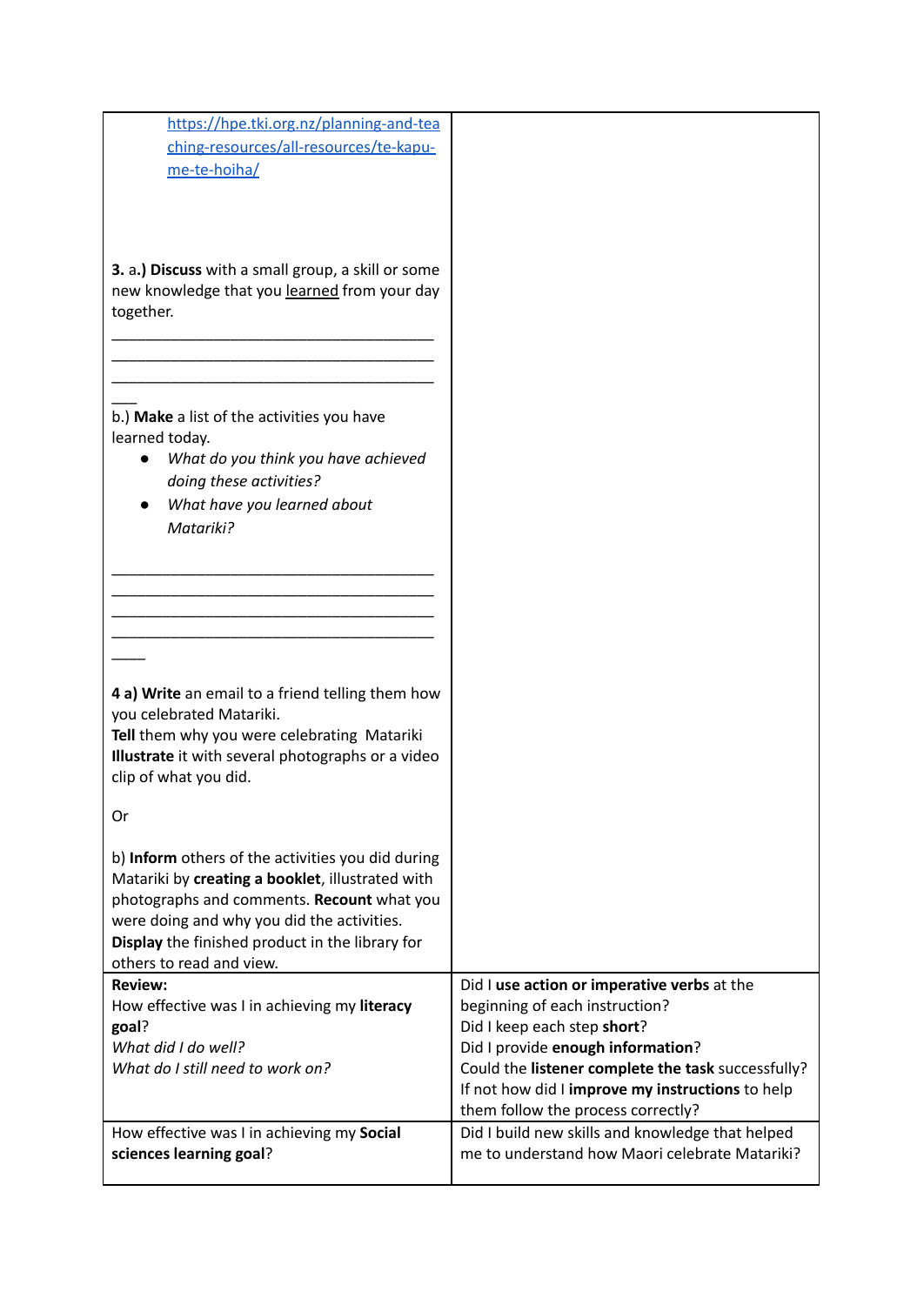| | |
|---|---|
| https://hpe.tki.org.nz/planning-and-teaching-resources/all-resources/te-kapu-me-te-hoiha/<br><br>**3.** a**.) Discuss** with a small group, a skill or some new knowledge that you learned from your day together.<br><br>_______________________________________<br>_______________________________________<br>_______________________________________<br>___<br><br>b.) **Make** a list of the activities you have learned today.<br>● *What do you think you have achieved doing these activities?*<br>● *What have you learned about Matariki?*<br><br>_______________________________________<br>_______________________________________<br>_______________________________________<br>_______________________________________<br>____<br><br>**4 a) Write** an email to a friend telling them how you celebrated Matariki.<br>**Tell** them why you were celebrating Matariki<br>**Illustrate** it with several photographs or a video clip of what you did.<br><br>Or<br><br>b) **Inform** others of the activities you did during Matariki by **creating a booklet**, illustrated with photographs and comments. **Recount** what you were doing and why you did the activities.<br>**Display** the finished product in the library for others to read and view. | |
| **Review:**<br>How effective was I in achieving my **literacy goal**?<br>*What did I do well?*<br>*What do I still need to work on?* | Did I **use action or imperative verbs** at the beginning of each instruction?<br>Did I keep each step **short**?<br>Did I provide **enough information**?<br>Could the **listener complete the task** successfully?<br>If not how did I **improve my instructions** to help them follow the process correctly? |
| How effective was I in achieving my **Social sciences learning goal**? | Did I build new skills and knowledge that helped me to understand how Maori celebrate Matariki? |